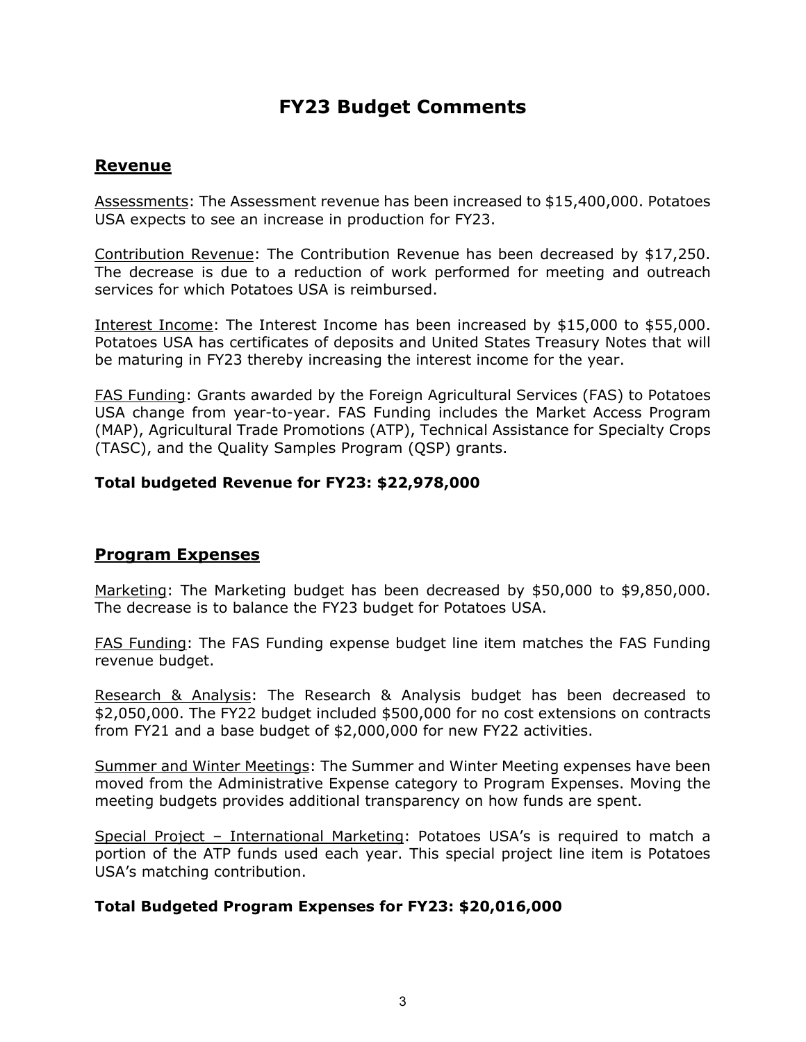# FY23 Budget Comments

## Revenue

Assessments: The Assessment revenue has been increased to $15,400,000. Potatoes USA expects to see an increase in production for FY23.

Contribution Revenue: The Contribution Revenue has been decreased by $17,250. The decrease is due to a reduction of work performed for meeting and outreach services for which Potatoes USA is reimbursed.

Interest Income: The Interest Income has been increased by $15,000 to $55,000. Potatoes USA has certificates of deposits and United States Treasury Notes that will be maturing in FY23 thereby increasing the interest income for the year.

FAS Funding: Grants awarded by the Foreign Agricultural Services (FAS) to Potatoes USA change from year-to-year. FAS Funding includes the Market Access Program (MAP), Agricultural Trade Promotions (ATP), Technical Assistance for Specialty Crops (TASC), and the Quality Samples Program (QSP) grants.

**Total budgeted Revenue for FY23: $22,978,000**

## Program Expenses

Marketing: The Marketing budget has been decreased by $50,000 to $9,850,000. The decrease is to balance the FY23 budget for Potatoes USA.

FAS Funding: The FAS Funding expense budget line item matches the FAS Funding revenue budget.

Research & Analysis: The Research & Analysis budget has been decreased to $2,050,000. The FY22 budget included $500,000 for no cost extensions on contracts from FY21 and a base budget of $2,000,000 for new FY22 activities.

Summer and Winter Meetings: The Summer and Winter Meeting expenses have been moved from the Administrative Expense category to Program Expenses. Moving the meeting budgets provides additional transparency on how funds are spent.

Special Project – International Marketing: Potatoes USA's is required to match a portion of the ATP funds used each year. This special project line item is Potatoes USA's matching contribution.

**Total Budgeted Program Expenses for FY23: $20,016,000**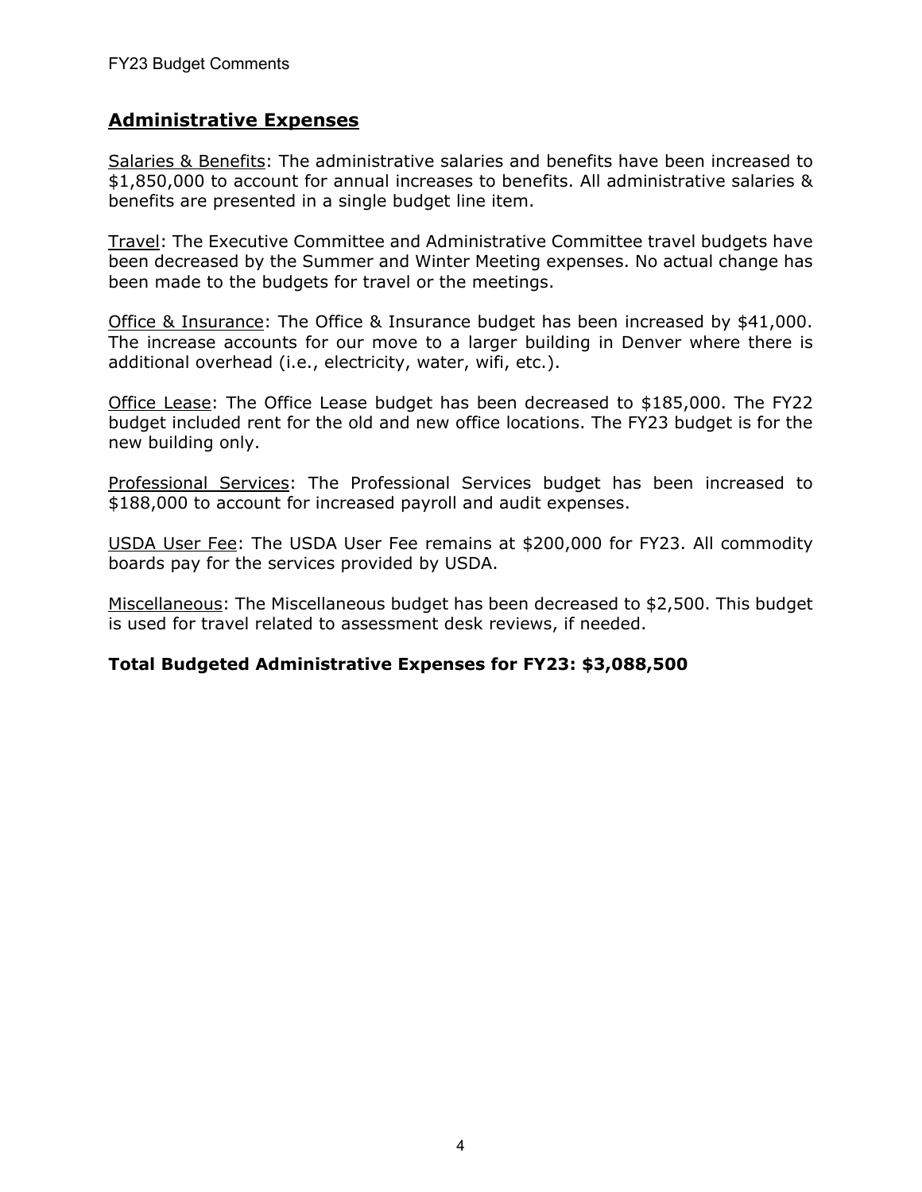## Administrative Expenses

Salaries & Benefits: The administrative salaries and benefits have been increased to $1,850,000 to account for annual increases to benefits. All administrative salaries & benefits are presented in a single budget line item.

Travel: The Executive Committee and Administrative Committee travel budgets have been decreased by the Summer and Winter Meeting expenses. No actual change has been made to the budgets for travel or the meetings.

Office & Insurance: The Office & Insurance budget has been increased by $41,000. The increase accounts for our move to a larger building in Denver where there is additional overhead (i.e., electricity, water, wifi, etc.).

Office Lease: The Office Lease budget has been decreased to $185,000. The FY22 budget included rent for the old and new office locations. The FY23 budget is for the new building only.

Professional Services: The Professional Services budget has been increased to $188,000 to account for increased payroll and audit expenses.

USDA User Fee: The USDA User Fee remains at $200,000 for FY23. All commodity boards pay for the services provided by USDA.

Miscellaneous: The Miscellaneous budget has been decreased to $2,500. This budget is used for travel related to assessment desk reviews, if needed.

**Total Budgeted Administrative Expenses for FY23: $3,088,500**